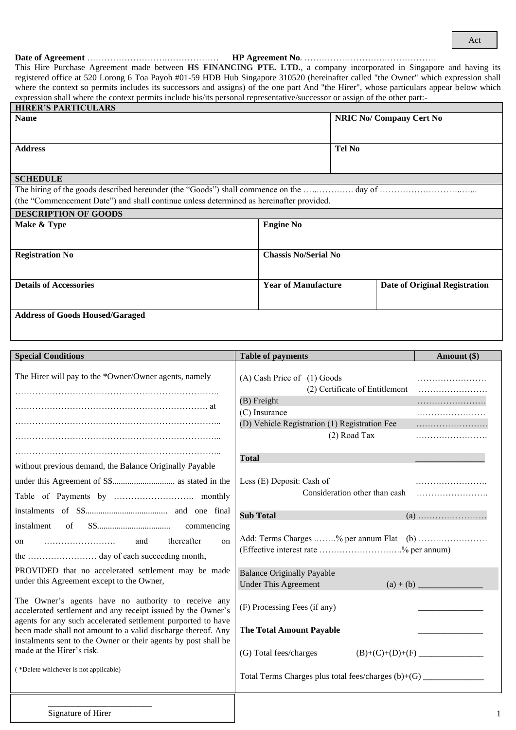Act

**Date of Agreement** ……………………….……………… **HP Agreement No**. ……………………….………………

This Hire Purchase Agreement made between **HS FINANCING PTE. LTD.**, a company incorporated in Singapore and having its registered office at 520 Lorong 6 Toa Payoh #01-59 HDB Hub Singapore 310520 (hereinafter called "the Owner" which expression shall where the context so permits includes its successors and assigns) of the one part And "the Hirer", whose particulars appear below which expression shall where the context permits include his/its personal representative/successor or assign of the other part:-

| **HIRER'S PARTICULARS** | |
|---|---|
| **Name** | **NRIC No/ Company Cert No** |
| **Address** | **Tel No** |

**SCHEDULE**

The hiring of the goods described hereunder (the "Goods") shall commence on the …..…………. day of ………………………..…... (the "Commencement Date") and shall continue unless determined as hereinafter provided.

| **DESCRIPTION OF GOODS** | | |
|---|---|---|
| **Make & Type** | **Engine No** | |
| **Registration No** | **Chassis No/Serial No** | |
| **Details of Accessories** | **Year of Manufacture** | **Date of Original Registration** |
| **Address of Goods Housed/Garaged** | | |

**Special Conditions**

The Hirer will pay to the \*Owner/Owner agents, namely ……………………………………………………………..
…………………………………………………………… at
……………………………………………………………...
……………………………………………………………...
……………………………………………………………...
without previous demand, the Balance Originally Payable under this Agreement of S$............................ as stated in the Table of Payments by ………………………. monthly instalments of S$..................................... and one final instalment of S$................................. commencing on ……………………. and thereafter on the …………………… day of each succeeding month,

PROVIDED that no accelerated settlement may be made under this Agreement except to the Owner,

The Owner's agents have no authority to receive any accelerated settlement and any receipt issued by the Owner's agents for any such accelerated settlement purported to have been made shall not amount to a valid discharge thereof. Any instalments sent to the Owner or their agents by post shall be made at the Hirer's risk.

( \*Delete whichever is not applicable)

| **Table of payments** | **Amount ($)** |
|---|---|
| (A) Cash Price of (1) Goods | …………………… |
| (2) Certificate of Entitlement | …………………… |
| (B) Freight | …………………… |
| (C) Insurance | …………………… |
| (D) Vehicle Registration (1) Registration Fee | …………………… |
| (2) Road Tax | …………………… |
| **Total** | ______________ |
| Less (E) Deposit: Cash of | …………………… |
| Consideration other than cash | …………………… |
| **Sub Total** | (a) …………………… |
| Add: Terms Charges .…….% per annum Flat (Effective interest rate ………………………..% per annum) | (b) …………………… |
| Balance Originally Payable Under This Agreement | (a) + (b) ______________ |
| (F) Processing Fees (if any) | ______________ |
| **The Total Amount Payable** | ______________ |
| (G) Total fees/charges | (B)+(C)+(D)+(F) ______________ |
| Total Terms Charges plus total fees/charges (b)+(G) | ______________ |

________________________
Signature of Hirer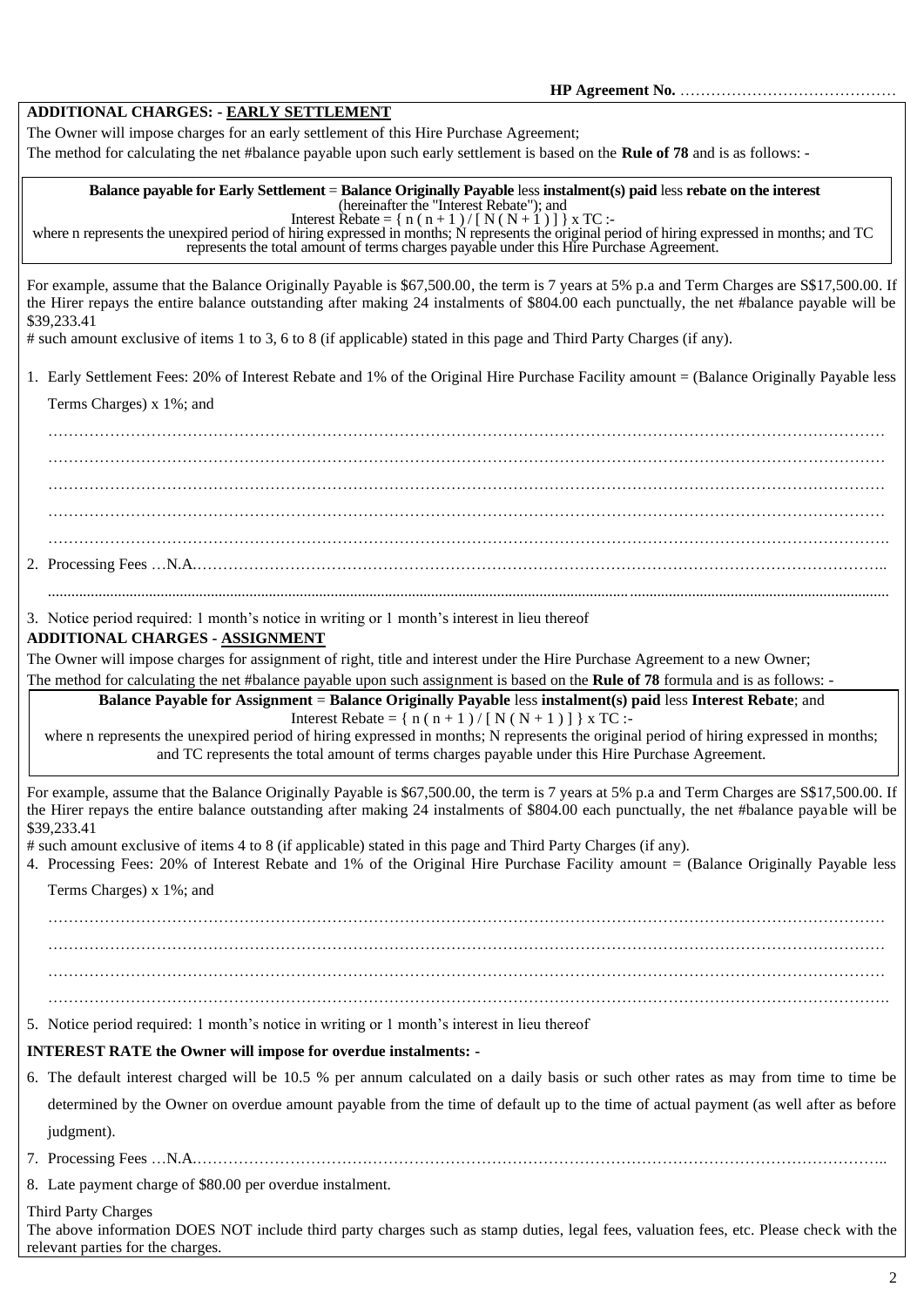**HP Agreement No.** ……………………………………

**ADDITIONAL CHARGES: - EARLY SETTLEMENT**

The Owner will impose charges for an early settlement of this Hire Purchase Agreement;

The method for calculating the net #balance payable upon such early settlement is based on the **Rule of 78** and is as follows: -

> **Balance payable for Early Settlement** = **Balance Originally Payable** less **instalment(s) paid** less **rebate on the interest** (hereinafter the "Interest Rebate"); and
>
> Interest Rebate = $\{ n ( n + 1 ) / [ N ( N + 1 ) ] \} \times TC$ :-
>
> where n represents the unexpired period of hiring expressed in months; N represents the original period of hiring expressed in months; and TC represents the total amount of terms charges payable under this Hire Purchase Agreement.

For example, assume that the Balance Originally Payable is $67,500.00, the term is 7 years at 5% p.a and Term Charges are S$17,500.00. If the Hirer repays the entire balance outstanding after making 24 instalments of $804.00 each punctually, the net #balance payable will be $39,233.41

# such amount exclusive of items 1 to 3, 6 to 8 (if applicable) stated in this page and Third Party Charges (if any).

1. Early Settlement Fees: 20% of Interest Rebate and 1% of the Original Hire Purchase Facility amount = (Balance Originally Payable less Terms Charges) x 1%; and

   …………………………………………………………………………………………………………………………………………

   …………………………………………………………………………………………………………………………………………

   …………………………………………………………………………………………………………………………………………

   …………………………………………………………………………………………………………………………………………

   …………………………………………………………………………………………………………………………………………

2. Processing Fees …N.A.……………………………………………………………………………………………………………

   …………………………………………………………………………………………………………………………………………

3. Notice period required: 1 month's notice in writing or 1 month's interest in lieu thereof

**ADDITIONAL CHARGES - ASSIGNMENT**

The Owner will impose charges for assignment of right, title and interest under the Hire Purchase Agreement to a new Owner;

The method for calculating the net #balance payable upon such assignment is based on the **Rule of 78** formula and is as follows: -

> **Balance Payable for Assignment** = **Balance Originally Payable** less **instalment(s) paid** less **Interest Rebate**; and
>
> Interest Rebate = $\{ n ( n + 1 ) / [ N ( N + 1 ) ] \} \times TC$ :-
>
> where n represents the unexpired period of hiring expressed in months; N represents the original period of hiring expressed in months; and TC represents the total amount of terms charges payable under this Hire Purchase Agreement.

For example, assume that the Balance Originally Payable is $67,500.00, the term is 7 years at 5% p.a and Term Charges are S$17,500.00. If the Hirer repays the entire balance outstanding after making 24 instalments of $804.00 each punctually, the net #balance payable will be $39,233.41

# such amount exclusive of items 4 to 8 (if applicable) stated in this page and Third Party Charges (if any).

4. Processing Fees: 20% of Interest Rebate and 1% of the Original Hire Purchase Facility amount = (Balance Originally Payable less Terms Charges) x 1%; and

   …………………………………………………………………………………………………………………………………………

   …………………………………………………………………………………………………………………………………………

   …………………………………………………………………………………………………………………………………………

   …………………………………………………………………………………………………………………………………………

5. Notice period required: 1 month's notice in writing or 1 month's interest in lieu thereof

**INTEREST RATE the Owner will impose for overdue instalments: -**

6. The default interest charged will be 10.5 % per annum calculated on a daily basis or such other rates as may from time to time be determined by the Owner on overdue amount payable from the time of default up to the time of actual payment (as well after as before judgment).
7. Processing Fees …N.A.……………………………………………………………………………………………………………
8. Late payment charge of $80.00 per overdue instalment.

Third Party Charges

The above information DOES NOT include third party charges such as stamp duties, legal fees, valuation fees, etc. Please check with the relevant parties for the charges.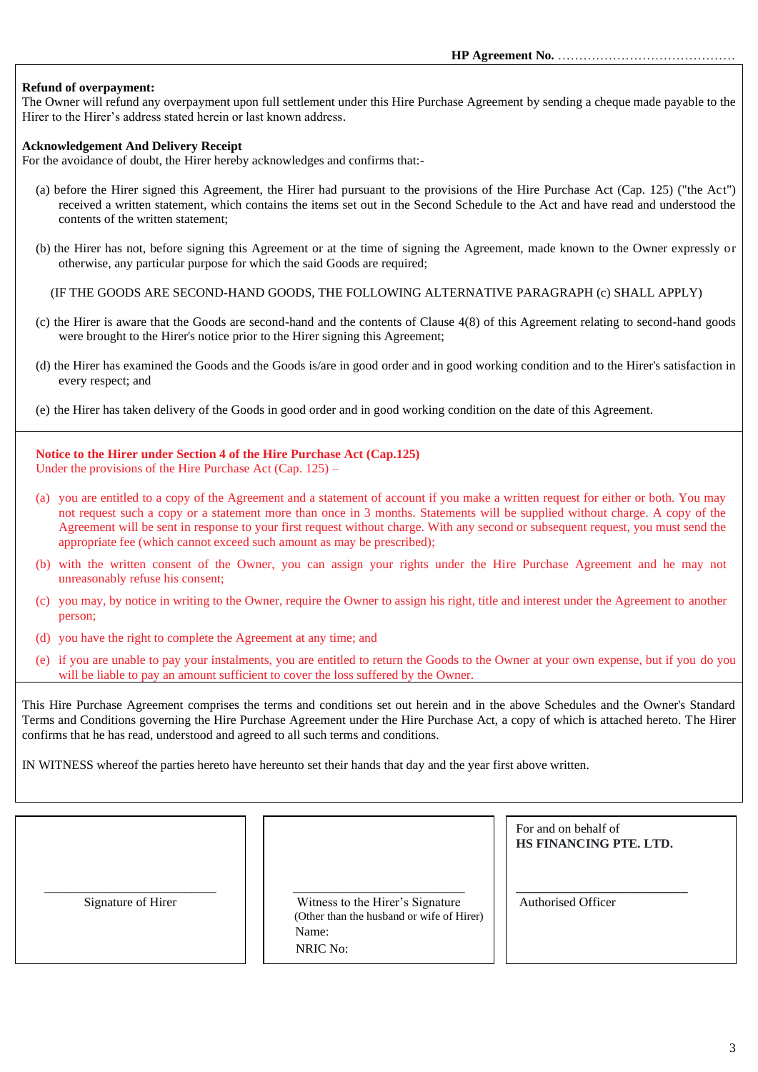**HP Agreement No.** ……………………………………

**Refund of overpayment:**
The Owner will refund any overpayment upon full settlement under this Hire Purchase Agreement by sending a cheque made payable to the Hirer to the Hirer's address stated herein or last known address.

**Acknowledgement And Delivery Receipt**
For the avoidance of doubt, the Hirer hereby acknowledges and confirms that:-

(a) before the Hirer signed this Agreement, the Hirer had pursuant to the provisions of the Hire Purchase Act (Cap. 125) ("the Act") received a written statement, which contains the items set out in the Second Schedule to the Act and have read and understood the contents of the written statement;

(b) the Hirer has not, before signing this Agreement or at the time of signing the Agreement, made known to the Owner expressly or otherwise, any particular purpose for which the said Goods are required;

(IF THE GOODS ARE SECOND-HAND GOODS, THE FOLLOWING ALTERNATIVE PARAGRAPH (c) SHALL APPLY)

(c) the Hirer is aware that the Goods are second-hand and the contents of Clause 4(8) of this Agreement relating to second-hand goods were brought to the Hirer's notice prior to the Hirer signing this Agreement;

(d) the Hirer has examined the Goods and the Goods is/are in good order and in good working condition and to the Hirer's satisfaction in every respect; and

(e) the Hirer has taken delivery of the Goods in good order and in good working condition on the date of this Agreement.

**Notice to the Hirer under Section 4 of the Hire Purchase Act (Cap.125)**
Under the provisions of the Hire Purchase Act (Cap. 125) –

(a) you are entitled to a copy of the Agreement and a statement of account if you make a written request for either or both. You may not request such a copy or a statement more than once in 3 months. Statements will be supplied without charge. A copy of the Agreement will be sent in response to your first request without charge. With any second or subsequent request, you must send the appropriate fee (which cannot exceed such amount as may be prescribed);

(b) with the written consent of the Owner, you can assign your rights under the Hire Purchase Agreement and he may not unreasonably refuse his consent;

(c) you may, by notice in writing to the Owner, require the Owner to assign his right, title and interest under the Agreement to another person;

(d) you have the right to complete the Agreement at any time; and

(e) if you are unable to pay your instalments, you are entitled to return the Goods to the Owner at your own expense, but if you do you will be liable to pay an amount sufficient to cover the loss suffered by the Owner.

This Hire Purchase Agreement comprises the terms and conditions set out herein and in the above Schedules and the Owner's Standard Terms and Conditions governing the Hire Purchase Agreement under the Hire Purchase Act, a copy of which is attached hereto. The Hirer confirms that he has read, understood and agreed to all such terms and conditions.

IN WITNESS whereof the parties hereto have hereunto set their hands that day and the year first above written.

| | | |
|---|---|---|
| | | For and on behalf of<br>**HS FINANCING PTE. LTD.** |
| \_\_\_\_\_\_\_\_\_\_\_\_\_\_\_\_\_\_\_\_\_\_\_\_<br>Signature of Hirer | \_\_\_\_\_\_\_\_\_\_\_\_\_\_\_\_\_\_\_\_\_\_\_\_<br>Witness to the Hirer's Signature<br>(Other than the husband or wife of Hirer)<br>Name:<br>NRIC No: | \_\_\_\_\_\_\_\_\_\_\_\_\_\_\_\_\_\_\_\_\_\_\_\_<br>Authorised Officer |